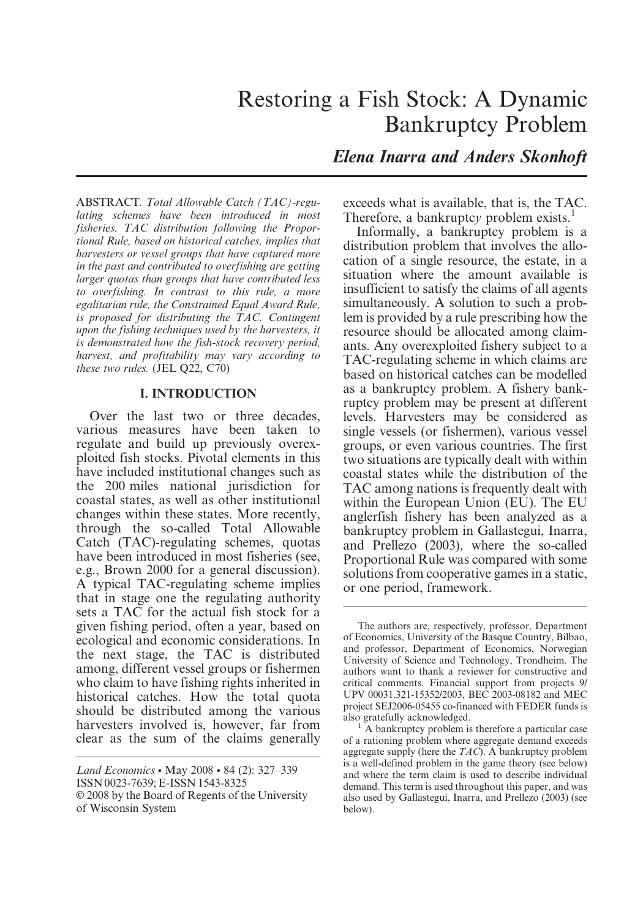# Restoring a Fish Stock: A Dynamic Bankruptcy Problem

***Elena Inarra and Anders Skonhoft***

ABSTRACT. *Total Allowable Catch (TAC)-regulating schemes have been introduced in most fisheries. TAC distribution following the Proportional Rule, based on historical catches, implies that harvesters or vessel groups that have captured more in the past and contributed to overfishing are getting larger quotas than groups that have contributed less to overfishing. In contrast to this rule, a more egalitarian rule, the Constrained Equal Award Rule, is proposed for distributing the TAC. Contingent upon the fishing techniques used by the harvesters, it is demonstrated how the fish-stock recovery period, harvest, and profitability may vary according to these two rules.* (JEL Q22, C70)

## I. INTRODUCTION

Over the last two or three decades, various measures have been taken to regulate and build up previously overexploited fish stocks. Pivotal elements in this have included institutional changes such as the 200 miles national jurisdiction for coastal states, as well as other institutional changes within these states. More recently, through the so-called Total Allowable Catch (TAC)-regulating schemes, quotas have been introduced in most fisheries (see, e.g., Brown 2000 for a general discussion). A typical TAC-regulating scheme implies that in stage one the regulating authority sets a TAC for the actual fish stock for a given fishing period, often a year, based on ecological and economic considerations. In the next stage, the TAC is distributed among, different vessel groups or fishermen who claim to have fishing rights inherited in historical catches. How the total quota should be distributed among the various harvesters involved is, however, far from clear as the sum of the claims generally exceeds what is available, that is, the TAC. Therefore, a bankruptc*y* problem exists.[1]

Informally, a bankruptcy problem is a distribution problem that involves the allocation of a single resource, the estate, in a situation where the amount available is insufficient to satisfy the claims of all agents simultaneously. A solution to such a problem is provided by a rule prescribing how the resource should be allocated among claimants. Any overexploited fishery subject to a TAC-regulating scheme in which claims are based on historical catches can be modelled as a bankruptcy problem. A fishery bankruptcy problem may be present at different levels. Harvesters may be considered as single vessels (or fishermen), various vessel groups, or even various countries. The first two situations are typically dealt with within coastal states while the distribution of the TAC among nations is frequently dealt with within the European Union (EU). The EU anglerfish fishery has been analyzed as a bankruptcy problem in Gallastegui, Inarra, and Prellezo (2003), where the so-called Proportional Rule was compared with some solutions from cooperative games in a static, or one period, framework.

*Land Economics* • May 2008 • 84 (2): 327–339
ISSN 0023-7639; E-ISSN 1543-8325
© 2008 by the Board of Regents of the University of Wisconsin System

The authors are, respectively, professor, Department of Economics, University of the Basque Country, Bilbao, and professor, Department of Economics, Norwegian University of Science and Technology, Trondheim. The authors want to thank a reviewer for constructive and critical comments. Financial support from projects 9/UPV 00031.321-15352/2003, BEC 2003-08182 and MEC project SEJ2006-05455 co-financed with FEDER funds is also gratefully acknowledged.

[1] A bankruptcy problem is therefore a particular case of a rationing problem where aggregate demand exceeds aggregate supply (here the *TAC*). A bankruptcy problem is a well-defined problem in the game theory (see below) and where the term claim is used to describe individual demand. This term is used throughout this paper, and was also used by Gallastegui, Inarra, and Prellezo (2003) (see below).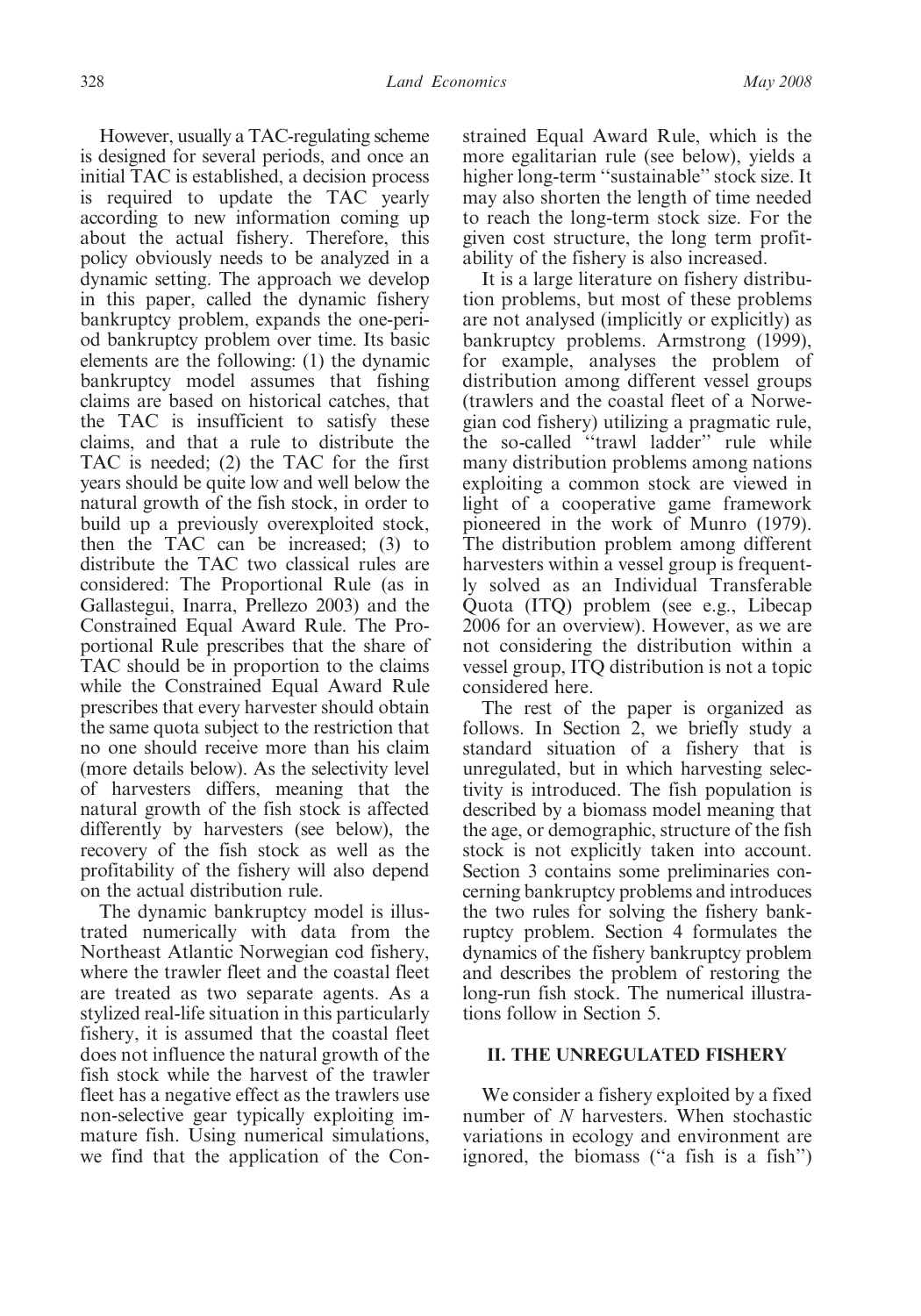However, usually a TAC-regulating scheme is designed for several periods, and once an initial TAC is established, a decision process is required to update the TAC yearly according to new information coming up about the actual fishery. Therefore, this policy obviously needs to be analyzed in a dynamic setting. The approach we develop in this paper, called the dynamic fishery bankruptcy problem, expands the one-period bankruptcy problem over time. Its basic elements are the following: (1) the dynamic bankruptcy model assumes that fishing claims are based on historical catches, that the TAC is insufficient to satisfy these claims, and that a rule to distribute the TAC is needed; (2) the TAC for the first years should be quite low and well below the natural growth of the fish stock, in order to build up a previously overexploited stock, then the TAC can be increased; (3) to distribute the TAC two classical rules are considered: The Proportional Rule (as in Gallastegui, Inarra, Prellezo 2003) and the Constrained Equal Award Rule. The Proportional Rule prescribes that the share of TAC should be in proportion to the claims while the Constrained Equal Award Rule prescribes that every harvester should obtain the same quota subject to the restriction that no one should receive more than his claim (more details below). As the selectivity level of harvesters differs, meaning that the natural growth of the fish stock is affected differently by harvesters (see below), the recovery of the fish stock as well as the profitability of the fishery will also depend on the actual distribution rule.

The dynamic bankruptcy model is illustrated numerically with data from the Northeast Atlantic Norwegian cod fishery, where the trawler fleet and the coastal fleet are treated as two separate agents. As a stylized real-life situation in this particularly fishery, it is assumed that the coastal fleet does not influence the natural growth of the fish stock while the harvest of the trawler fleet has a negative effect as the trawlers use non-selective gear typically exploiting immature fish. Using numerical simulations, we find that the application of the Constrained Equal Award Rule, which is the more egalitarian rule (see below), yields a higher long-term "sustainable" stock size. It may also shorten the length of time needed to reach the long-term stock size. For the given cost structure, the long term profitability of the fishery is also increased.

It is a large literature on fishery distribution problems, but most of these problems are not analysed (implicitly or explicitly) as bankruptcy problems. Armstrong (1999), for example, analyses the problem of distribution among different vessel groups (trawlers and the coastal fleet of a Norwegian cod fishery) utilizing a pragmatic rule, the so-called "trawl ladder" rule while many distribution problems among nations exploiting a common stock are viewed in light of a cooperative game framework pioneered in the work of Munro (1979). The distribution problem among different harvesters within a vessel group is frequently solved as an Individual Transferable Quota (ITQ) problem (see e.g., Libecap 2006 for an overview). However, as we are not considering the distribution within a vessel group, ITQ distribution is not a topic considered here.

The rest of the paper is organized as follows. In Section 2, we briefly study a standard situation of a fishery that is unregulated, but in which harvesting selectivity is introduced. The fish population is described by a biomass model meaning that the age, or demographic, structure of the fish stock is not explicitly taken into account. Section 3 contains some preliminaries concerning bankruptcy problems and introduces the two rules for solving the fishery bankruptcy problem. Section 4 formulates the dynamics of the fishery bankruptcy problem and describes the problem of restoring the long-run fish stock. The numerical illustrations follow in Section 5.

## II. THE UNREGULATED FISHERY

We consider a fishery exploited by a fixed number of $N$ harvesters. When stochastic variations in ecology and environment are ignored, the biomass ("a fish is a fish")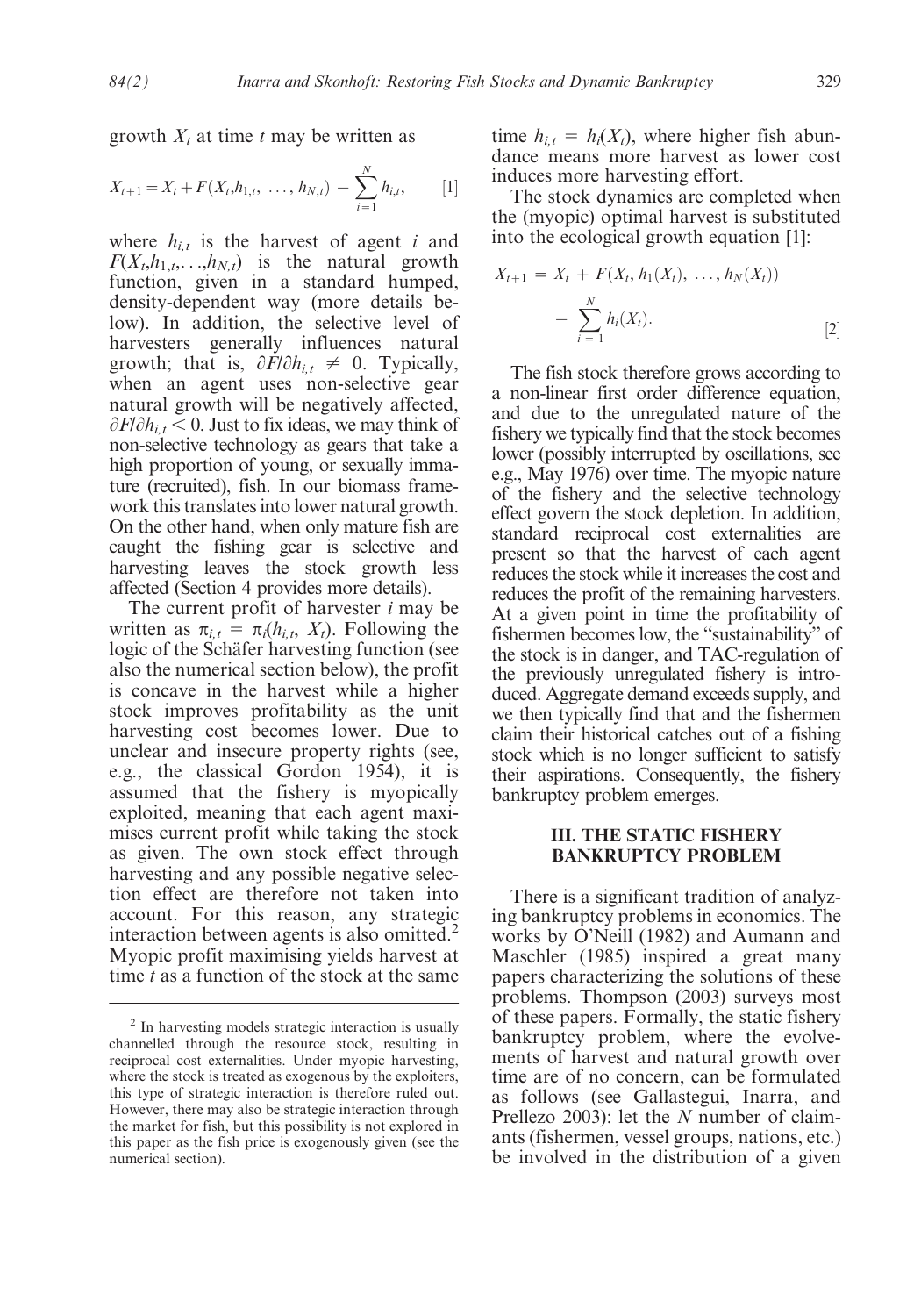growth $X_t$ at time $t$ may be written as

$$X_{t+1} = X_t + F(X_t, h_{1,t}, \ldots, h_{N,t}) - \sum_{i=1}^{N} h_{i,t}, \qquad [1]$$

where $h_{i,t}$ is the harvest of agent $i$ and $F(X_t, h_{1,t}, \ldots, h_{N,t})$ is the natural growth function, given in a standard humped, density-dependent way (more details below). In addition, the selective level of harvesters generally influences natural growth; that is, $\partial F/\partial h_{i,t} \neq 0$. Typically, when an agent uses non-selective gear natural growth will be negatively affected, $\partial F/\partial h_{i,t} < 0$. Just to fix ideas, we may think of non-selective technology as gears that take a high proportion of young, or sexually immature (recruited), fish. In our biomass framework this translates into lower natural growth. On the other hand, when only mature fish are caught the fishing gear is selective and harvesting leaves the stock growth less affected (Section 4 provides more details).

The current profit of harvester $i$ may be written as $\pi_{i,t} = \pi_i(h_{i,t}, X_t)$. Following the logic of the Schäfer harvesting function (see also the numerical section below), the profit is concave in the harvest while a higher stock improves profitability as the unit harvesting cost becomes lower. Due to unclear and insecure property rights (see, e.g., the classical Gordon 1954), it is assumed that the fishery is myopically exploited, meaning that each agent maximises current profit while taking the stock as given. The own stock effect through harvesting and any possible negative selection effect are therefore not taken into account. For this reason, any strategic interaction between agents is also omitted.[2] Myopic profit maximising yields harvest at time $t$ as a function of the stock at the same time $h_{i,t} = h_i(X_t)$, where higher fish abundance means more harvest as lower cost induces more harvesting effort.

The stock dynamics are completed when the (myopic) optimal harvest is substituted into the ecological growth equation [1]:

$$X_{t+1} = X_t + F(X_t, h_1(X_t), \ldots, h_N(X_t)) - \sum_{i=1}^{N} h_i(X_t). \qquad [2]$$

The fish stock therefore grows according to a non-linear first order difference equation, and due to the unregulated nature of the fishery we typically find that the stock becomes lower (possibly interrupted by oscillations, see e.g., May 1976) over time. The myopic nature of the fishery and the selective technology effect govern the stock depletion. In addition, standard reciprocal cost externalities are present so that the harvest of each agent reduces the stock while it increases the cost and reduces the profit of the remaining harvesters. At a given point in time the profitability of fishermen becomes low, the "sustainability" of the stock is in danger, and TAC-regulation of the previously unregulated fishery is introduced. Aggregate demand exceeds supply, and we then typically find that and the fishermen claim their historical catches out of a fishing stock which is no longer sufficient to satisfy their aspirations. Consequently, the fishery bankruptcy problem emerges.

## III. THE STATIC FISHERY BANKRUPTCY PROBLEM

There is a significant tradition of analyzing bankruptcy problems in economics. The works by O'Neill (1982) and Aumann and Maschler (1985) inspired a great many papers characterizing the solutions of these problems. Thompson (2003) surveys most of these papers. Formally, the static fishery bankruptcy problem, where the evolvements of harvest and natural growth over time are of no concern, can be formulated as follows (see Gallastegui, Inarra, and Prellezo 2003): let the $N$ number of claimants (fishermen, vessel groups, nations, etc.) be involved in the distribution of a given

[2] In harvesting models strategic interaction is usually channelled through the resource stock, resulting in reciprocal cost externalities. Under myopic harvesting, where the stock is treated as exogenous by the exploiters, this type of strategic interaction is therefore ruled out. However, there may also be strategic interaction through the market for fish, but this possibility is not explored in this paper as the fish price is exogenously given (see the numerical section).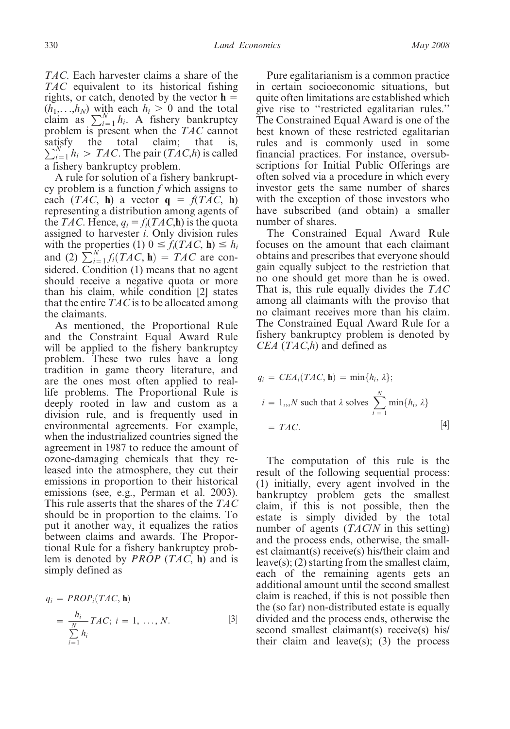*TAC*. Each harvester claims a share of the *TAC* equivalent to its historical fishing rights, or catch, denoted by the vector $\mathbf{h} = (h_1,\ldots,h_N)$ with each $h_i > 0$ and the total claim as $\sum_{i=1}^{N} h_i$. A fishery bankruptcy problem is present when the *TAC* cannot satisfy the total claim; that is, $\sum_{i=1}^{N} h_i > TAC$. The pair $(TAC,h)$ is called a fishery bankruptcy problem.

A rule for solution of a fishery bankruptcy problem is a function $f$ which assigns to each $(TAC, \mathbf{h})$ a vector $\mathbf{q} = f(TAC, \mathbf{h})$ representing a distribution among agents of the *TAC*. Hence, $q_i = f_i(TAC,\mathbf{h})$ is the quota assigned to harvester $i$. Only division rules with the properties (1) $0 \leq f_i(TAC, \mathbf{h}) \leq h_i$ and (2) $\sum_{i=1}^{N} f_i(TAC, \mathbf{h}) = TAC$ are considered. Condition (1) means that no agent should receive a negative quota or more than his claim, while condition [2] states that the entire *TAC* is to be allocated among the claimants.

As mentioned, the Proportional Rule and the Constraint Equal Award Rule will be applied to the fishery bankruptcy problem. These two rules have a long tradition in game theory literature, and are the ones most often applied to real-life problems. The Proportional Rule is deeply rooted in law and custom as a division rule, and is frequently used in environmental agreements. For example, when the industrialized countries signed the agreement in 1987 to reduce the amount of ozone-damaging chemicals that they released into the atmosphere, they cut their emissions in proportion to their historical emissions (see, e.g., Perman et al. 2003). This rule asserts that the shares of the *TAC* should be in proportion to the claims. To put it another way, it equalizes the ratios between claims and awards. The Proportional Rule for a fishery bankruptcy problem is denoted by *PROP* $(TAC, \mathbf{h})$ and is simply defined as

$$q_i = PROP_i(TAC, \mathbf{h}) = \frac{h_i}{\sum_{i=1}^{N} h_i} TAC;\ i = 1,\ \ldots,N. \qquad [3]$$

Pure egalitarianism is a common practice in certain socioeconomic situations, but quite often limitations are established which give rise to "restricted egalitarian rules." The Constrained Equal Award is one of the best known of these restricted egalitarian rules and is commonly used in some financial practices. For instance, oversubscriptions for Initial Public Offerings are often solved via a procedure in which every investor gets the same number of shares with the exception of those investors who have subscribed (and obtain) a smaller number of shares.

The Constrained Equal Award Rule focuses on the amount that each claimant obtains and prescribes that everyone should gain equally subject to the restriction that no one should get more than he is owed. That is, this rule equally divides the *TAC* among all claimants with the proviso that no claimant receives more than his claim. The Constrained Equal Award Rule for a fishery bankruptcy problem is denoted by *CEA* $(TAC,h)$ and defined as

$$q_i = CEA_i(TAC, \mathbf{h}) = \min\{h_i, \lambda\};\quad i = 1,,,N \text{ such that } \lambda \text{ solves } \sum_{i=1}^{N} \min\{h_i, \lambda\} = TAC. \qquad [4]$$

The computation of this rule is the result of the following sequential process: (1) initially, every agent involved in the bankruptcy problem gets the smallest claim, if this is not possible, then the estate is simply divided by the total number of agents (*TAC/N* in this setting) and the process ends, otherwise, the smallest claimant(s) receive(s) his/their claim and leave(s); (2) starting from the smallest claim, each of the remaining agents gets an additional amount until the second smallest claim is reached, if this is not possible then the (so far) non-distributed estate is equally divided and the process ends, otherwise the second smallest claimant(s) receive(s) his/their claim and leave(s); (3) the process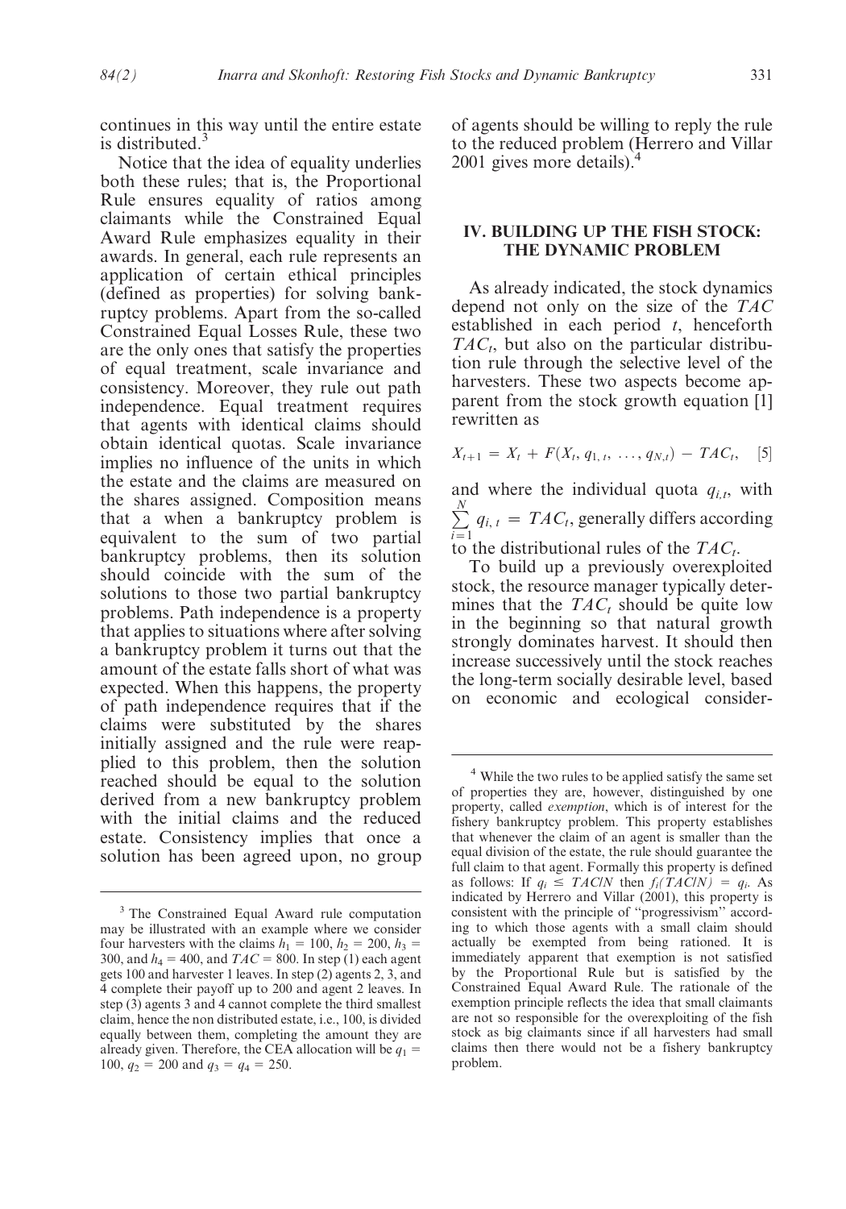continues in this way until the entire estate is distributed.[3]

Notice that the idea of equality underlies both these rules; that is, the Proportional Rule ensures equality of ratios among claimants while the Constrained Equal Award Rule emphasizes equality in their awards. In general, each rule represents an application of certain ethical principles (defined as properties) for solving bankruptcy problems. Apart from the so-called Constrained Equal Losses Rule, these two are the only ones that satisfy the properties of equal treatment, scale invariance and consistency. Moreover, they rule out path independence. Equal treatment requires that agents with identical claims should obtain identical quotas. Scale invariance implies no influence of the units in which the estate and the claims are measured on the shares assigned. Composition means that a when a bankruptcy problem is equivalent to the sum of two partial bankruptcy problems, then its solution should coincide with the sum of the solutions to those two partial bankruptcy problems. Path independence is a property that applies to situations where after solving a bankruptcy problem it turns out that the amount of the estate falls short of what was expected. When this happens, the property of path independence requires that if the claims were substituted by the shares initially assigned and the rule were reapplied to this problem, then the solution reached should be equal to the solution derived from a new bankruptcy problem with the initial claims and the reduced estate. Consistency implies that once a solution has been agreed upon, no group of agents should be willing to reply the rule to the reduced problem (Herrero and Villar 2001 gives more details).[4]

## IV. BUILDING UP THE FISH STOCK: THE DYNAMIC PROBLEM

As already indicated, the stock dynamics depend not only on the size of the $TAC$ established in each period $t$, henceforth $TAC_t$, but also on the particular distribution rule through the selective level of the harvesters. These two aspects become apparent from the stock growth equation [1] rewritten as

$$X_{t+1} = X_t + F(X_t, q_{1,t}, \ldots, q_{N,t}) - TAC_t, \quad [5]$$

and where the individual quota $q_{i,t}$, with $\sum_{i=1}^{N} q_{i,t} = TAC_t$, generally differs according to the distributional rules of the $TAC_t$.

To build up a previously overexploited stock, the resource manager typically determines that the $TAC_t$ should be quite low in the beginning so that natural growth strongly dominates harvest. It should then increase successively until the stock reaches the long-term socially desirable level, based on economic and ecological consider-

---

[3] The Constrained Equal Award rule computation may be illustrated with an example where we consider four harvesters with the claims $h_1 = 100$, $h_2 = 200$, $h_3 = 300$, and $h_4 = 400$, and $TAC = 800$. In step (1) each agent gets 100 and harvester 1 leaves. In step (2) agents 2, 3, and 4 complete their payoff up to 200 and agent 2 leaves. In step (3) agents 3 and 4 cannot complete the third smallest claim, hence the non distributed estate, i.e., 100, is divided equally between them, completing the amount they are already given. Therefore, the CEA allocation will be $q_1 = 100$, $q_2 = 200$ and $q_3 = q_4 = 250$.

[4] While the two rules to be applied satisfy the same set of properties they are, however, distinguished by one property, called *exemption*, which is of interest for the fishery bankruptcy problem. This property establishes that whenever the claim of an agent is smaller than the equal division of the estate, the rule should guarantee the full claim to that agent. Formally this property is defined as follows: If $q_i \leq TAC/N$ then $f_i(TAC/N) = q_i$. As indicated by Herrero and Villar (2001), this property is consistent with the principle of "progressivism" according to which those agents with a small claim should actually be exempted from being rationed. It is immediately apparent that exemption is not satisfied by the Proportional Rule but is satisfied by the Constrained Equal Award Rule. The rationale of the exemption principle reflects the idea that small claimants are not so responsible for the overexploiting of the fish stock as big claimants since if all harvesters had small claims then there would not be a fishery bankruptcy problem.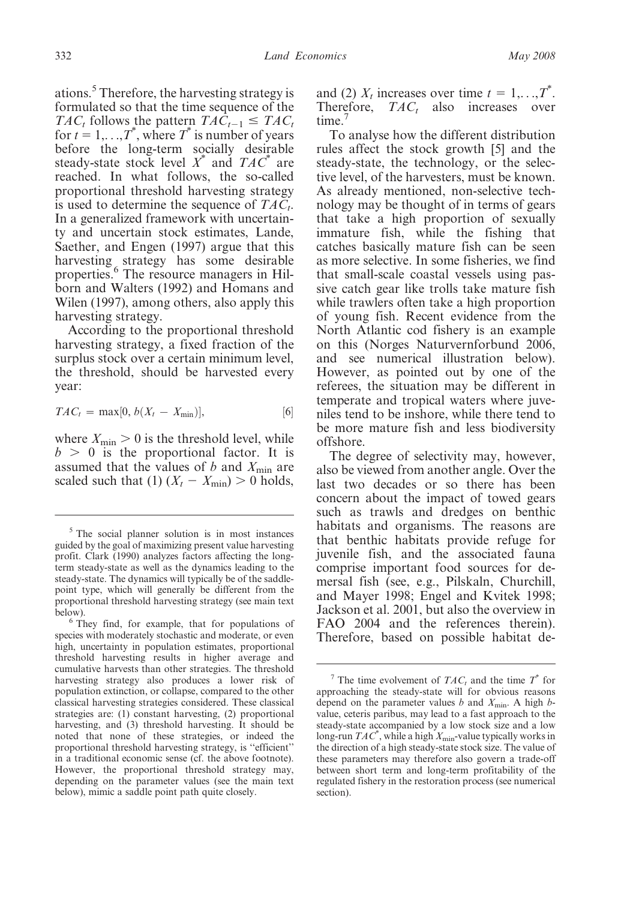ations.[5] Therefore, the harvesting strategy is formulated so that the time sequence of the $TAC_t$ follows the pattern $TAC_{t-1} \leq TAC_t$ for $t = 1,\ldots,T^*$, where $T^*$ is number of years before the long-term socially desirable steady-state stock level $X^*$ and $TAC^*$ are reached. In what follows, the so-called proportional threshold harvesting strategy is used to determine the sequence of $TAC_t$. In a generalized framework with uncertainty and uncertain stock estimates, Lande, Saether, and Engen (1997) argue that this harvesting strategy has some desirable properties.[6] The resource managers in Hilborn and Walters (1992) and Homans and Wilen (1997), among others, also apply this harvesting strategy.

According to the proportional threshold harvesting strategy, a fixed fraction of the surplus stock over a certain minimum level, the threshold, should be harvested every year:

$$TAC_t = \max[0, b(X_t - X_{\min})], \qquad [6]$$

where $X_{\min} > 0$ is the threshold level, while $b > 0$ is the proportional factor. It is assumed that the values of $b$ and $X_{\min}$ are scaled such that (1) $(X_t - X_{\min}) > 0$ holds, and (2) $X_t$ increases over time $t = 1,\ldots,T^*$. Therefore, $TAC_t$ also increases over time.[7]

To analyse how the different distribution rules affect the stock growth [5] and the steady-state, the technology, or the selective level, of the harvesters, must be known. As already mentioned, non-selective technology may be thought of in terms of gears that take a high proportion of sexually immature fish, while the fishing that catches basically mature fish can be seen as more selective. In some fisheries, we find that small-scale coastal vessels using passive catch gear like trolls take mature fish while trawlers often take a high proportion of young fish. Recent evidence from the North Atlantic cod fishery is an example on this (Norges Naturvernforbund 2006, and see numerical illustration below). However, as pointed out by one of the referees, the situation may be different in temperate and tropical waters where juveniles tend to be inshore, while there tend to be more mature fish and less biodiversity offshore.

The degree of selectivity may, however, also be viewed from another angle. Over the last two decades or so there has been concern about the impact of towed gears such as trawls and dredges on benthic habitats and organisms. The reasons are that benthic habitats provide refuge for juvenile fish, and the associated fauna comprise important food sources for demersal fish (see, e.g., Pilskaln, Churchill, and Mayer 1998; Engel and Kvitek 1998; Jackson et al. 2001, but also the overview in FAO 2004 and the references therein). Therefore, based on possible habitat de-

---

[5] The social planner solution is in most instances guided by the goal of maximizing present value harvesting profit. Clark (1990) analyzes factors affecting the long-term steady-state as well as the dynamics leading to the steady-state. The dynamics will typically be of the saddle-point type, which will generally be different from the proportional threshold harvesting strategy (see main text below).

[6] They find, for example, that for populations of species with moderately stochastic and moderate, or even high, uncertainty in population estimates, proportional threshold harvesting results in higher average and cumulative harvests than other strategies. The threshold harvesting strategy also produces a lower risk of population extinction, or collapse, compared to the other classical harvesting strategies considered. These classical strategies are: (1) constant harvesting, (2) proportional harvesting, and (3) threshold harvesting. It should be noted that none of these strategies, or indeed the proportional threshold harvesting strategy, is "efficient" in a traditional economic sense (cf. the above footnote). However, the proportional threshold strategy may, depending on the parameter values (see the main text below), mimic a saddle point path quite closely.

[7] The time evolvement of $TAC_t$ and the time $T^*$ for approaching the steady-state will for obvious reasons depend on the parameter values $b$ and $X_{\min}$. A high $b$-value, ceteris paribus, may lead to a fast approach to the steady-state accompanied by a low stock size and a low long-run $TAC^*$, while a high $X_{\min}$-value typically works in the direction of a high steady-state stock size. The value of these parameters may therefore also govern a trade-off between short term and long-term profitability of the regulated fishery in the restoration process (see numerical section).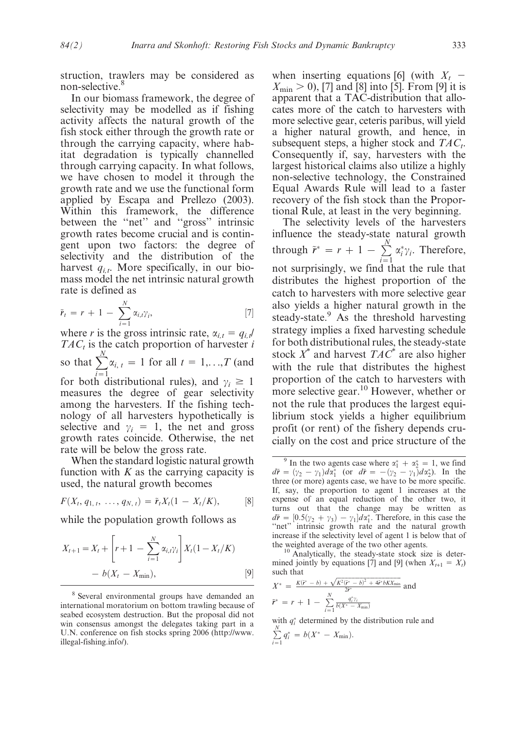struction, trawlers may be considered as non-selective.[8]

In our biomass framework, the degree of selectivity may be modelled as if fishing activity affects the natural growth of the fish stock either through the growth rate or through the carrying capacity, where habitat degradation is typically channelled through carrying capacity. In what follows, we have chosen to model it through the growth rate and we use the functional form applied by Escapa and Prellezo (2003). Within this framework, the difference between the "net" and "gross" intrinsic growth rates become crucial and is contingent upon two factors: the degree of selectivity and the distribution of the harvest $q_{i,t}$. More specifically, in our biomass model the net intrinsic natural growth rate is defined as

$$\tilde{r}_t = r + 1 - \sum_{i=1}^{N} \alpha_{i,t}\gamma_i, \quad [7]$$

where $r$ is the gross intrinsic rate, $\alpha_{i,t} = q_{i,t}/TAC_t$ is the catch proportion of harvester $i$ so that $\sum_{i=1}^{N}\alpha_{i,t} = 1$ for all $t = 1,\ldots,T$ (and for both distributional rules), and $\gamma_i \geq 1$ measures the degree of gear selectivity among the harvesters. If the fishing technology of all harvesters hypothetically is selective and $\gamma_i = 1$, the net and gross growth rates coincide. Otherwise, the net rate will be below the gross rate.

When the standard logistic natural growth function with $K$ as the carrying capacity is used, the natural growth becomes

$$F(X_t, q_{1,t}, \ldots, q_{N,t}) = \tilde{r}_t X_t(1 - X_t/K), \quad [8]$$

while the population growth follows as

$$X_{t+1} = X_t + \left[r + 1 - \sum_{i=1}^{N} \alpha_{i,t}\gamma_i\right] X_t(1 - X_t/K) - b(X_t - X_{\min}), \quad [9]$$

when inserting equations [6] (with $X_t - X_{\min} > 0$), [7] and [8] into [5]. From [9] it is apparent that a TAC-distribution that allocates more of the catch to harvesters with more selective gear, ceteris paribus, will yield a higher natural growth, and hence, in subsequent steps, a higher stock and $TAC_t$. Consequently if, say, harvesters with the largest historical claims also utilize a highly non-selective technology, the Constrained Equal Awards Rule will lead to a faster recovery of the fish stock than the Proportional Rule, at least in the very beginning.

The selectivity levels of the harvesters influence the steady-state natural growth through $\tilde{r}^* = r + 1 - \sum_{i=1}^{N} \alpha_i^*\gamma_i$. Therefore, not surprisingly, we find that the rule that distributes the highest proportion of the catch to harvesters with more selective gear also yields a higher natural growth in the steady-state.[9] As the threshold harvesting strategy implies a fixed harvesting schedule for both distributional rules, the steady-state stock $X^*$ and harvest $TAC^*$ are also higher with the rule that distributes the highest proportion of the catch to harvesters with more selective gear.[10] However, whether or not the rule that produces the largest equilibrium stock yields a higher equilibrium profit (or rent) of the fishery depends crucially on the cost and price structure of the

---

[8] Several environmental groups have demanded an international moratorium on bottom trawling because of seabed ecosystem destruction. But the proposal did not win consensus amongst the delegates taking part in a U.N. conference on fish stocks spring 2006 (http://www.illegal-fishing.info/).

[9] In the two agents case where $\alpha_1^* + \alpha_2^* = 1$, we find $d\tilde{r} = (\gamma_2 - \gamma_1)d\alpha_1^*$ (or $d\tilde{r} = -(\gamma_2 - \gamma_1)d\alpha_2^*$). In the three (or more) agents case, we have to be more specific. If, say, the proportion to agent 1 increases at the expense of an equal reduction of the other two, it turns out that the change may be written as $d\tilde{r} = [0.5(\gamma_2 + \gamma_3) - \gamma_1]d\alpha_1^*$. Therefore, in this case the "net" intrinsic growth rate and the natural growth increase if the selectivity level of agent 1 is below that of the weighted average of the two other agents.

[10] Analytically, the steady-state stock size is determined jointly by equations [7] and [9] (when $X_{t+1} = X_t$) such that

$X^* = \frac{K(\tilde{r}^* - b) + \sqrt{K^2(\tilde{r}^* - b)^2 + 4\tilde{r}^* bKX_{\min}}}{2\tilde{r}^*}$ and

$\tilde{r}^* = r + 1 - \sum_{i=1}^{N} \frac{q_i^*\gamma_i}{b(X^* - X_{\min})}$

with $q_i^*$ determined by the distribution rule and $\sum_{i=1}^{N} q_i^* = b(X^* - X_{\min})$.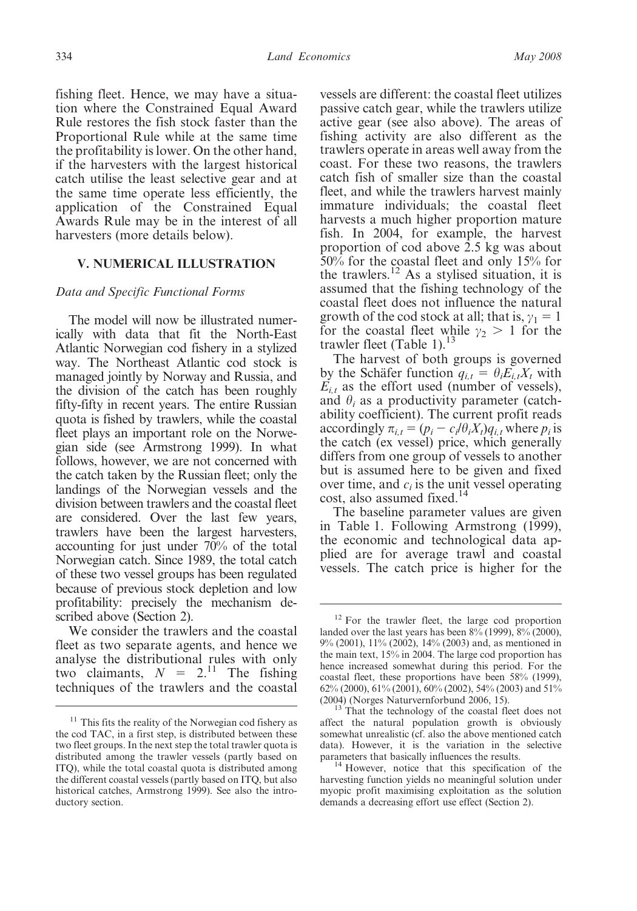fishing fleet. Hence, we may have a situation where the Constrained Equal Award Rule restores the fish stock faster than the Proportional Rule while at the same time the profitability is lower. On the other hand, if the harvesters with the largest historical catch utilise the least selective gear and at the same time operate less efficiently, the application of the Constrained Equal Awards Rule may be in the interest of all harvesters (more details below).

## V. NUMERICAL ILLUSTRATION

### *Data and Specific Functional Forms*

The model will now be illustrated numerically with data that fit the North-East Atlantic Norwegian cod fishery in a stylized way. The Northeast Atlantic cod stock is managed jointly by Norway and Russia, and the division of the catch has been roughly fifty-fifty in recent years. The entire Russian quota is fished by trawlers, while the coastal fleet plays an important role on the Norwegian side (see Armstrong 1999). In what follows, however, we are not concerned with the catch taken by the Russian fleet; only the landings of the Norwegian vessels and the division between trawlers and the coastal fleet are considered. Over the last few years, trawlers have been the largest harvesters, accounting for just under 70% of the total Norwegian catch. Since 1989, the total catch of these two vessel groups has been regulated because of previous stock depletion and low profitability: precisely the mechanism described above (Section 2).

We consider the trawlers and the coastal fleet as two separate agents, and hence we analyse the distributional rules with only two claimants, $N = 2$.[11] The fishing techniques of the trawlers and the coastal vessels are different: the coastal fleet utilizes passive catch gear, while the trawlers utilize active gear (see also above). The areas of fishing activity are also different as the trawlers operate in areas well away from the coast. For these two reasons, the trawlers catch fish of smaller size than the coastal fleet, and while the trawlers harvest mainly immature individuals; the coastal fleet harvests a much higher proportion mature fish. In 2004, for example, the harvest proportion of cod above 2.5 kg was about 50% for the coastal fleet and only 15% for the trawlers.[12] As a stylised situation, it is assumed that the fishing technology of the coastal fleet does not influence the natural growth of the cod stock at all; that is, $\gamma_1 = 1$ for the coastal fleet while $\gamma_2 > 1$ for the trawler fleet (Table 1).[13]

The harvest of both groups is governed by the Schäfer function $q_{i,t} = \theta_i E_{i,t} X_t$ with $E_{i,t}$ as the effort used (number of vessels), and $\theta_i$ as a productivity parameter (catchability coefficient). The current profit reads accordingly $\pi_{i,t} = (p_i - c_i/\theta_i X_t) q_{i,t}$ where $p_i$ is the catch (ex vessel) price, which generally differs from one group of vessels to another but is assumed here to be given and fixed over time, and $c_i$ is the unit vessel operating cost, also assumed fixed.[14]

The baseline parameter values are given in Table 1. Following Armstrong (1999), the economic and technological data applied are for average trawl and coastal vessels. The catch price is higher for the

---

[11] This fits the reality of the Norwegian cod fishery as the cod TAC, in a first step, is distributed between these two fleet groups. In the next step the total trawler quota is distributed among the trawler vessels (partly based on ITQ), while the total coastal quota is distributed among the different coastal vessels (partly based on ITQ, but also historical catches, Armstrong 1999). See also the introductory section.

[12] For the trawler fleet, the large cod proportion landed over the last years has been 8% (1999), 8% (2000), 9% (2001), 11% (2002), 14% (2003) and, as mentioned in the main text, 15% in 2004. The large cod proportion has hence increased somewhat during this period. For the coastal fleet, these proportions have been 58% (1999), 62% (2000), 61% (2001), 60% (2002), 54% (2003) and 51% (2004) (Norges Naturvernforbund 2006, 15).

[13] That the technology of the coastal fleet does not affect the natural population growth is obviously somewhat unrealistic (cf. also the above mentioned catch data). However, it is the variation in the selective parameters that basically influences the results.

[14] However, notice that this specification of the harvesting function yields no meaningful solution under myopic profit maximising exploitation as the solution demands a decreasing effort use effect (Section 2).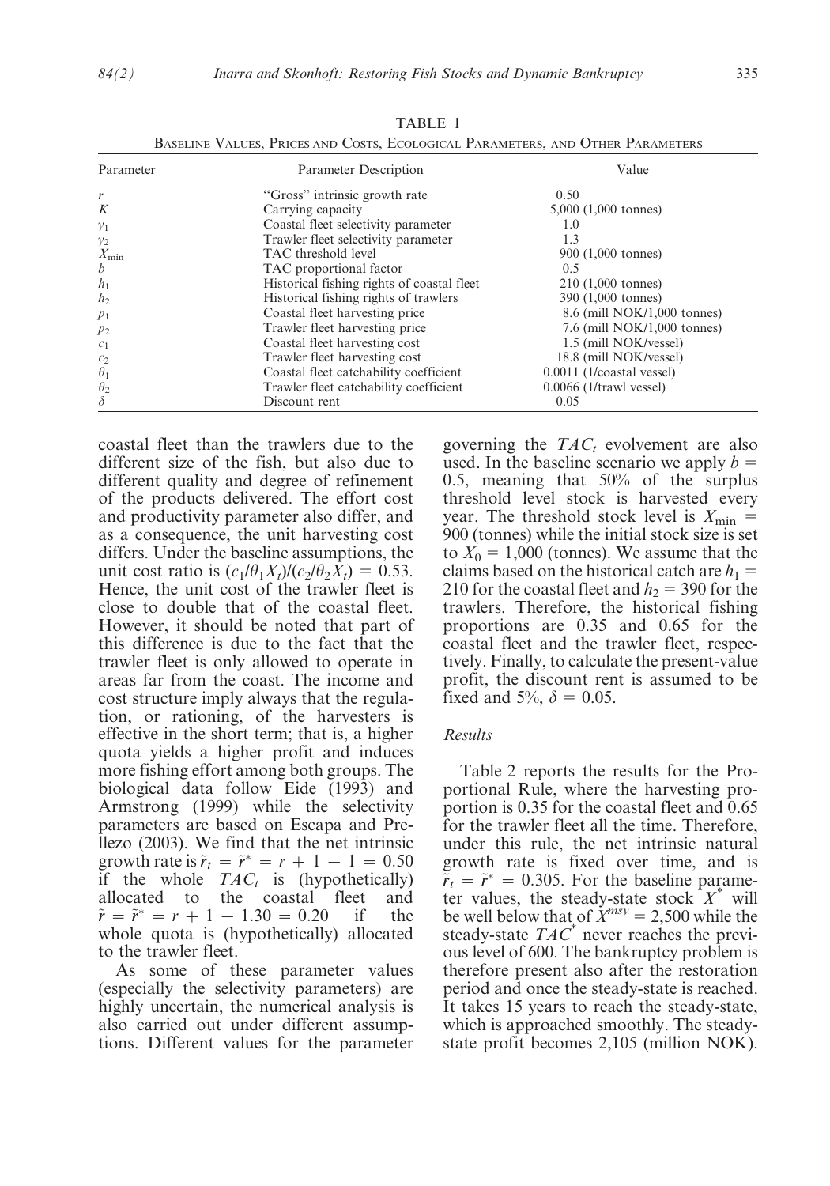TABLE 1
Baseline Values, Prices and Costs, Ecological Parameters, and Other Parameters

| Parameter | Parameter Description | Value |
|---|---|---|
| $r$ | "Gross" intrinsic growth rate | 0.50 |
| $K$ | Carrying capacity | 5,000 (1,000 tonnes) |
| $\gamma_1$ | Coastal fleet selectivity parameter | 1.0 |
| $\gamma_2$ | Trawler fleet selectivity parameter | 1.3 |
| $X_{\min}$ | TAC threshold level | 900 (1,000 tonnes) |
| $b$ | TAC proportional factor | 0.5 |
| $h_1$ | Historical fishing rights of coastal fleet | 210 (1,000 tonnes) |
| $h_2$ | Historical fishing rights of trawlers | 390 (1,000 tonnes) |
| $p_1$ | Coastal fleet harvesting price | 8.6 (mill NOK/1,000 tonnes) |
| $p_2$ | Trawler fleet harvesting price | 7.6 (mill NOK/1,000 tonnes) |
| $c_1$ | Coastal fleet harvesting cost | 1.5 (mill NOK/vessel) |
| $c_2$ | Trawler fleet harvesting cost | 18.8 (mill NOK/vessel) |
| $\theta_1$ | Coastal fleet catchability coefficient | 0.0011 (1/coastal vessel) |
| $\theta_2$ | Trawler fleet catchability coefficient | 0.0066 (1/trawl vessel) |
| $\delta$ | Discount rent | 0.05 |

coastal fleet than the trawlers due to the different size of the fish, but also due to different quality and degree of refinement of the products delivered. The effort cost and productivity parameter also differ, and as a consequence, the unit harvesting cost differs. Under the baseline assumptions, the unit cost ratio is $(c_1/\theta_1 X_t)/(c_2/\theta_2 X_t) = 0.53$. Hence, the unit cost of the trawler fleet is close to double that of the coastal fleet. However, it should be noted that part of this difference is due to the fact that the trawler fleet is only allowed to operate in areas far from the coast. The income and cost structure imply always that the regulation, or rationing, of the harvesters is effective in the short term; that is, a higher quota yields a higher profit and induces more fishing effort among both groups. The biological data follow Eide (1993) and Armstrong (1999) while the selectivity parameters are based on Escapa and Prellezo (2003). We find that the net intrinsic growth rate is $\tilde{r}_t = \tilde{r}^* = r + 1 - 1 = 0.50$ if the whole $TAC_t$ is (hypothetically) allocated to the coastal fleet and $\tilde{r} = \tilde{r}^* = r + 1 - 1.30 = 0.20$ if the whole quota is (hypothetically) allocated to the trawler fleet.

As some of these parameter values (especially the selectivity parameters) are highly uncertain, the numerical analysis is also carried out under different assumptions. Different values for the parameter governing the $TAC_t$ evolvement are also used. In the baseline scenario we apply $b = 0.5$, meaning that 50% of the surplus threshold level stock is harvested every year. The threshold stock level is $X_{\min} = 900$ (tonnes) while the initial stock size is set to $X_0 = 1{,}000$ (tonnes). We assume that the claims based on the historical catch are $h_1 = 210$ for the coastal fleet and $h_2 = 390$ for the trawlers. Therefore, the historical fishing proportions are 0.35 and 0.65 for the coastal fleet and the trawler fleet, respectively. Finally, to calculate the present-value profit, the discount rent is assumed to be fixed and 5%, $\delta = 0.05$.

### Results

Table 2 reports the results for the Proportional Rule, where the harvesting proportion is 0.35 for the coastal fleet and 0.65 for the trawler fleet all the time. Therefore, under this rule, the net intrinsic natural growth rate is fixed over time, and is $\tilde{r}_t = \tilde{r}^* = 0.305$. For the baseline parameter values, the steady-state stock $X^*$ will be well below that of $X^{msy} = 2{,}500$ while the steady-state $TAC^*$ never reaches the previous level of 600. The bankruptcy problem is therefore present also after the restoration period and once the steady-state is reached. It takes 15 years to reach the steady-state, which is approached smoothly. The steady-state profit becomes 2,105 (million NOK).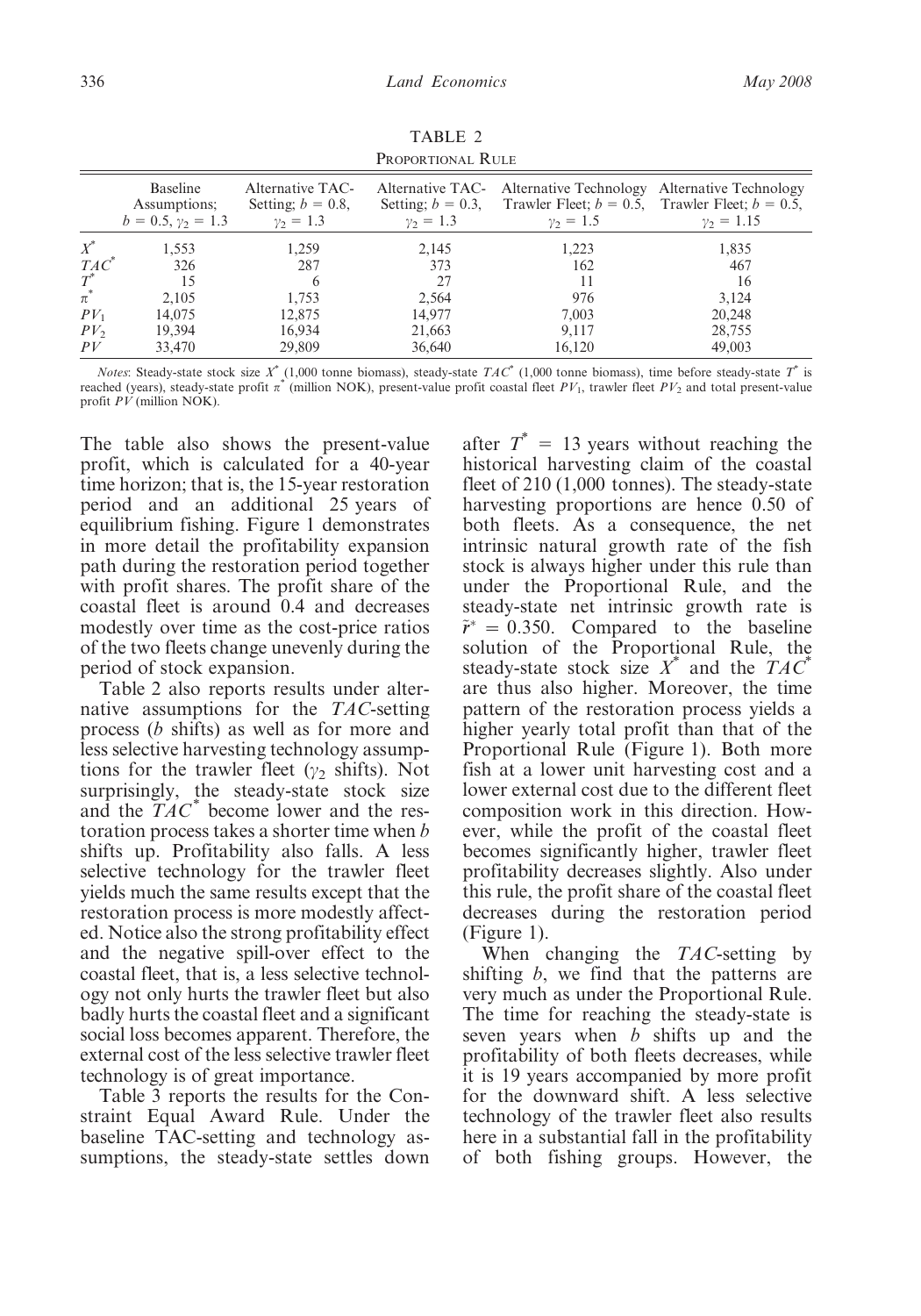TABLE 2

Proportional Rule

| | Baseline Assumptions; $b = 0.5, \gamma_2 = 1.3$ | Alternative TAC-Setting; $b = 0.8$, $\gamma_2 = 1.3$ | Alternative TAC-Setting; $b = 0.3$, $\gamma_2 = 1.3$ | Alternative Technology Trawler Fleet; $b = 0.5$, $\gamma_2 = 1.5$ | Alternative Technology Trawler Fleet; $b = 0.5$, $\gamma_2 = 1.15$ |
|---|---|---|---|---|---|
| $X^*$ | 1,553 | 1,259 | 2,145 | 1,223 | 1,835 |
| $TAC^*$ | 326 | 287 | 373 | 162 | 467 |
| $T^*$ | 15 | 6 | 27 | 11 | 16 |
| $\pi^*$ | 2,105 | 1,753 | 2,564 | 976 | 3,124 |
| $PV_1$ | 14,075 | 12,875 | 14,977 | 7,003 | 20,248 |
| $PV_2$ | 19,394 | 16,934 | 21,663 | 9,117 | 28,755 |
| $PV$ | 33,470 | 29,809 | 36,640 | 16,120 | 49,003 |

*Notes*: Steady-state stock size $X^*$ (1,000 tonne biomass), steady-state $TAC^*$ (1,000 tonne biomass), time before steady-state $T^*$ is reached (years), steady-state profit $\pi^*$ (million NOK), present-value profit coastal fleet $PV_1$, trawler fleet $PV_2$ and total present-value profit $PV$ (million NOK).

The table also shows the present-value profit, which is calculated for a 40-year time horizon; that is, the 15-year restoration period and an additional 25 years of equilibrium fishing. Figure 1 demonstrates in more detail the profitability expansion path during the restoration period together with profit shares. The profit share of the coastal fleet is around 0.4 and decreases modestly over time as the cost-price ratios of the two fleets change unevenly during the period of stock expansion.

Table 2 also reports results under alternative assumptions for the *TAC*-setting process ($b$ shifts) as well as for more and less selective harvesting technology assumptions for the trawler fleet ($\gamma_2$ shifts). Not surprisingly, the steady-state stock size and the $TAC^*$ become lower and the restoration process takes a shorter time when $b$ shifts up. Profitability also falls. A less selective technology for the trawler fleet yields much the same results except that the restoration process is more modestly affected. Notice also the strong profitability effect and the negative spill-over effect to the coastal fleet, that is, a less selective technology not only hurts the trawler fleet but also badly hurts the coastal fleet and a significant social loss becomes apparent. Therefore, the external cost of the less selective trawler fleet technology is of great importance.

Table 3 reports the results for the Constraint Equal Award Rule. Under the baseline TAC-setting and technology assumptions, the steady-state settles down after $T^* = 13$ years without reaching the historical harvesting claim of the coastal fleet of 210 (1,000 tonnes). The steady-state harvesting proportions are hence 0.50 of both fleets. As a consequence, the net intrinsic natural growth rate of the fish stock is always higher under this rule than under the Proportional Rule, and the steady-state net intrinsic growth rate is $\tilde{r}^* = 0.350$. Compared to the baseline solution of the Proportional Rule, the steady-state stock size $X^*$ and the $TAC^*$ are thus also higher. Moreover, the time pattern of the restoration process yields a higher yearly total profit than that of the Proportional Rule (Figure 1). Both more fish at a lower unit harvesting cost and a lower external cost due to the different fleet composition work in this direction. However, while the profit of the coastal fleet becomes significantly higher, trawler fleet profitability decreases slightly. Also under this rule, the profit share of the coastal fleet decreases during the restoration period (Figure 1).

When changing the *TAC*-setting by shifting $b$, we find that the patterns are very much as under the Proportional Rule. The time for reaching the steady-state is seven years when $b$ shifts up and the profitability of both fleets decreases, while it is 19 years accompanied by more profit for the downward shift. A less selective technology of the trawler fleet also results here in a substantial fall in the profitability of both fishing groups. However, the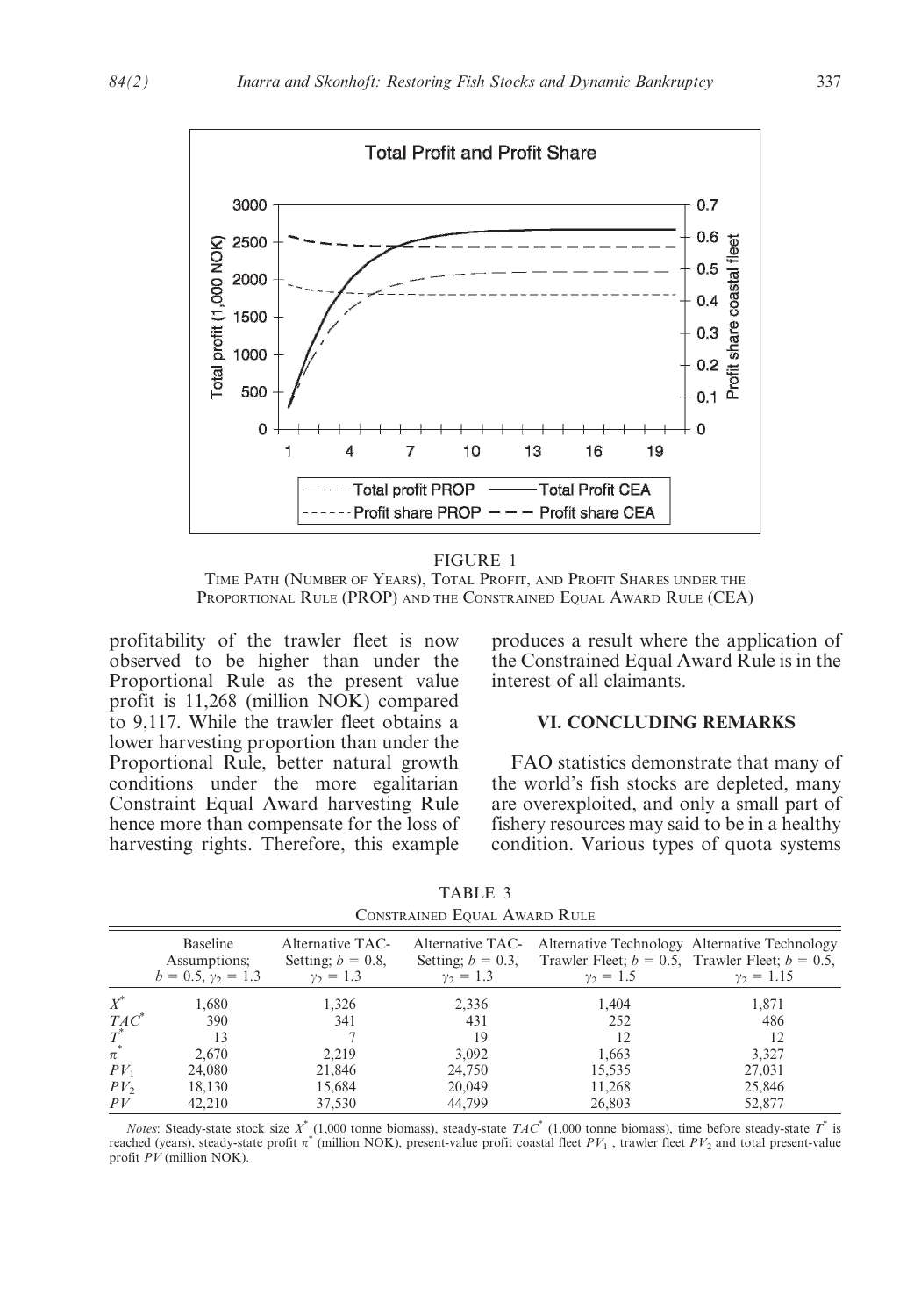FIGURE 1

TIME PATH (NUMBER OF YEARS), TOTAL PROFIT, AND PROFIT SHARES UNDER THE PROPORTIONAL RULE (PROP) AND THE CONSTRAINED EQUAL AWARD RULE (CEA)

profitability of the trawler fleet is now observed to be higher than under the Proportional Rule as the present value profit is 11,268 (million NOK) compared to 9,117. While the trawler fleet obtains a lower harvesting proportion than under the Proportional Rule, better natural growth conditions under the more egalitarian Constraint Equal Award harvesting Rule hence more than compensate for the loss of harvesting rights. Therefore, this example produces a result where the application of the Constrained Equal Award Rule is in the interest of all claimants.

## VI. CONCLUDING REMARKS

FAO statistics demonstrate that many of the world's fish stocks are depleted, many are overexploited, and only a small part of fishery resources may said to be in a healthy condition. Various types of quota systems

TABLE 3

CONSTRAINED EQUAL AWARD RULE

| | Baseline Assumptions; $b = 0.5, \gamma_2 = 1.3$ | Alternative TAC-Setting; $b = 0.8$, $\gamma_2 = 1.3$ | Alternative TAC-Setting; $b = 0.3$, $\gamma_2 = 1.3$ | Alternative Technology Trawler Fleet; $b = 0.5$, $\gamma_2 = 1.5$ | Alternative Technology Trawler Fleet; $b = 0.5$, $\gamma_2 = 1.15$ |
|---|---|---|---|---|---|
| $X^*$ | 1,680 | 1,326 | 2,336 | 1,404 | 1,871 |
| $TAC^*$ | 390 | 341 | 431 | 252 | 486 |
| $T^*$ | 13 | 7 | 19 | 12 | 12 |
| $\pi^*$ | 2,670 | 2,219 | 3,092 | 1,663 | 3,327 |
| $PV_1$ | 24,080 | 21,846 | 24,750 | 15,535 | 27,031 |
| $PV_2$ | 18,130 | 15,684 | 20,049 | 11,268 | 25,846 |
| $PV$ | 42,210 | 37,530 | 44,799 | 26,803 | 52,877 |

*Notes*: Steady-state stock size $X^*$ (1,000 tonne biomass), steady-state $TAC^*$ (1,000 tonne biomass), time before steady-state $T^*$ is reached (years), steady-state profit $\pi^*$ (million NOK), present-value profit coastal fleet $PV_1$, trawler fleet $PV_2$ and total present-value profit $PV$ (million NOK).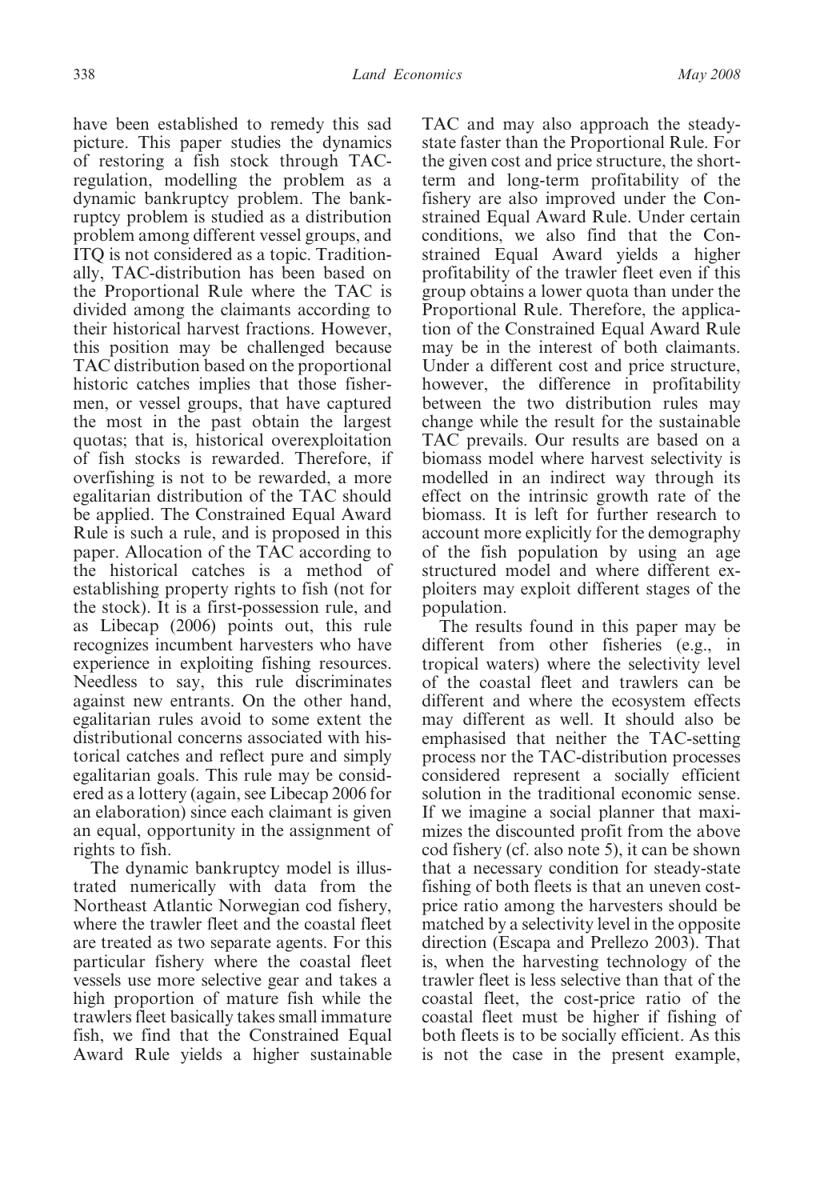have been established to remedy this sad picture. This paper studies the dynamics of restoring a fish stock through TAC-regulation, modelling the problem as a dynamic bankruptcy problem. The bankruptcy problem is studied as a distribution problem among different vessel groups, and ITQ is not considered as a topic. Traditionally, TAC-distribution has been based on the Proportional Rule where the TAC is divided among the claimants according to their historical harvest fractions. However, this position may be challenged because TAC distribution based on the proportional historic catches implies that those fishermen, or vessel groups, that have captured the most in the past obtain the largest quotas; that is, historical overexploitation of fish stocks is rewarded. Therefore, if overfishing is not to be rewarded, a more egalitarian distribution of the TAC should be applied. The Constrained Equal Award Rule is such a rule, and is proposed in this paper. Allocation of the TAC according to the historical catches is a method of establishing property rights to fish (not for the stock). It is a first-possession rule, and as Libecap (2006) points out, this rule recognizes incumbent harvesters who have experience in exploiting fishing resources. Needless to say, this rule discriminates against new entrants. On the other hand, egalitarian rules avoid to some extent the distributional concerns associated with historical catches and reflect pure and simply egalitarian goals. This rule may be considered as a lottery (again, see Libecap 2006 for an elaboration) since each claimant is given an equal, opportunity in the assignment of rights to fish.

The dynamic bankruptcy model is illustrated numerically with data from the Northeast Atlantic Norwegian cod fishery, where the trawler fleet and the coastal fleet are treated as two separate agents. For this particular fishery where the coastal fleet vessels use more selective gear and takes a high proportion of mature fish while the trawlers fleet basically takes small immature fish, we find that the Constrained Equal Award Rule yields a higher sustainable TAC and may also approach the steady-state faster than the Proportional Rule. For the given cost and price structure, the short-term and long-term profitability of the fishery are also improved under the Constrained Equal Award Rule. Under certain conditions, we also find that the Constrained Equal Award yields a higher profitability of the trawler fleet even if this group obtains a lower quota than under the Proportional Rule. Therefore, the application of the Constrained Equal Award Rule may be in the interest of both claimants. Under a different cost and price structure, however, the difference in profitability between the two distribution rules may change while the result for the sustainable TAC prevails. Our results are based on a biomass model where harvest selectivity is modelled in an indirect way through its effect on the intrinsic growth rate of the biomass. It is left for further research to account more explicitly for the demography of the fish population by using an age structured model and where different exploiters may exploit different stages of the population.

The results found in this paper may be different from other fisheries (e.g., in tropical waters) where the selectivity level of the coastal fleet and trawlers can be different and where the ecosystem effects may different as well. It should also be emphasised that neither the TAC-setting process nor the TAC-distribution processes considered represent a socially efficient solution in the traditional economic sense. If we imagine a social planner that maximizes the discounted profit from the above cod fishery (cf. also note 5), it can be shown that a necessary condition for steady-state fishing of both fleets is that an uneven cost-price ratio among the harvesters should be matched by a selectivity level in the opposite direction (Escapa and Prellezo 2003). That is, when the harvesting technology of the trawler fleet is less selective than that of the coastal fleet, the cost-price ratio of the coastal fleet must be higher if fishing of both fleets is to be socially efficient. As this is not the case in the present example,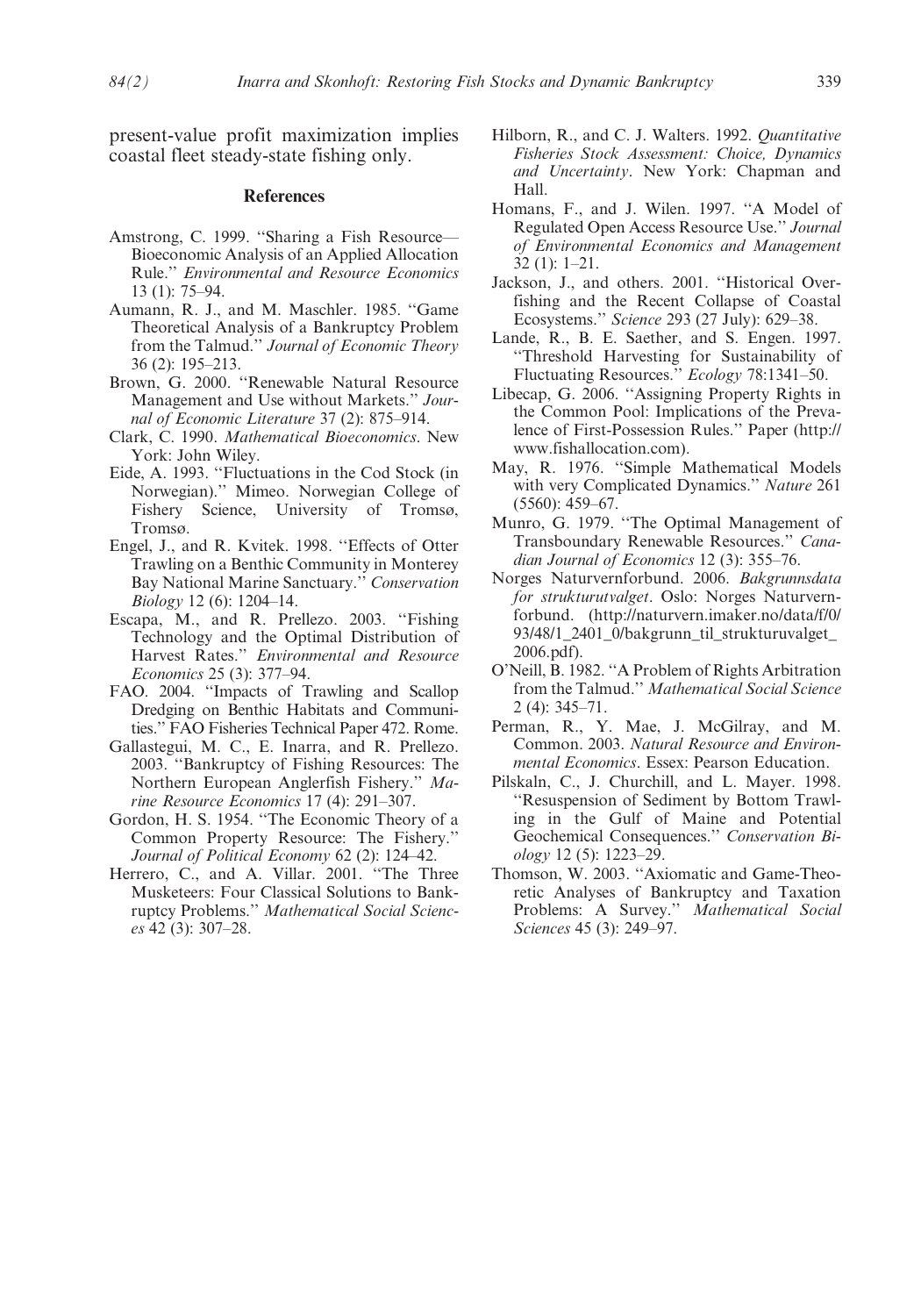present-value profit maximization implies coastal fleet steady-state fishing only.

## References

Amstrong, C. 1999. ''Sharing a Fish Resource—Bioeconomic Analysis of an Applied Allocation Rule.'' *Environmental and Resource Economics* 13 (1): 75–94.

Aumann, R. J., and M. Maschler. 1985. ''Game Theoretical Analysis of a Bankruptcy Problem from the Talmud.'' *Journal of Economic Theory* 36 (2): 195–213.

Brown, G. 2000. ''Renewable Natural Resource Management and Use without Markets.'' *Journal of Economic Literature* 37 (2): 875–914.

Clark, C. 1990. *Mathematical Bioeconomics*. New York: John Wiley.

Eide, A. 1993. ''Fluctuations in the Cod Stock (in Norwegian).'' Mimeo. Norwegian College of Fishery Science, University of Tromsø, Tromsø.

Engel, J., and R. Kvitek. 1998. ''Effects of Otter Trawling on a Benthic Community in Monterey Bay National Marine Sanctuary.'' *Conservation Biology* 12 (6): 1204–14.

Escapa, M., and R. Prellezo. 2003. ''Fishing Technology and the Optimal Distribution of Harvest Rates.'' *Environmental and Resource Economics* 25 (3): 377–94.

FAO. 2004. ''Impacts of Trawling and Scallop Dredging on Benthic Habitats and Communities.'' FAO Fisheries Technical Paper 472. Rome.

Gallastegui, M. C., E. Inarra, and R. Prellezo. 2003. ''Bankruptcy of Fishing Resources: The Northern European Anglerfish Fishery.'' *Marine Resource Economics* 17 (4): 291–307.

Gordon, H. S. 1954. ''The Economic Theory of a Common Property Resource: The Fishery.'' *Journal of Political Economy* 62 (2): 124–42.

Herrero, C., and A. Villar. 2001. ''The Three Musketeers: Four Classical Solutions to Bankruptcy Problems.'' *Mathematical Social Sciences* 42 (3): 307–28.

Hilborn, R., and C. J. Walters. 1992. *Quantitative Fisheries Stock Assessment: Choice, Dynamics and Uncertainty*. New York: Chapman and Hall.

Homans, F., and J. Wilen. 1997. ''A Model of Regulated Open Access Resource Use.'' *Journal of Environmental Economics and Management* 32 (1): 1–21.

Jackson, J., and others. 2001. ''Historical Overfishing and the Recent Collapse of Coastal Ecosystems.'' *Science* 293 (27 July): 629–38.

Lande, R., B. E. Saether, and S. Engen. 1997. ''Threshold Harvesting for Sustainability of Fluctuating Resources.'' *Ecology* 78:1341–50.

Libecap, G. 2006. ''Assigning Property Rights in the Common Pool: Implications of the Prevalence of First-Possession Rules.'' Paper (http://www.fishallocation.com).

May, R. 1976. ''Simple Mathematical Models with very Complicated Dynamics.'' *Nature* 261 (5560): 459–67.

Munro, G. 1979. ''The Optimal Management of Transboundary Renewable Resources.'' *Canadian Journal of Economics* 12 (3): 355–76.

Norges Naturvernforbund. 2006. *Bakgrunnsdata for strukturutvalget*. Oslo: Norges Naturvernforbund. (http://naturvern.imaker.no/data/f/0/93/48/1_2401_0/bakgrunn_til_strukturuvalget_2006.pdf).

O'Neill, B. 1982. ''A Problem of Rights Arbitration from the Talmud.'' *Mathematical Social Science* 2 (4): 345–71.

Perman, R., Y. Mae, J. McGilray, and M. Common. 2003. *Natural Resource and Environmental Economics*. Essex: Pearson Education.

Pilskaln, C., J. Churchill, and L. Mayer. 1998. ''Resuspension of Sediment by Bottom Trawling in the Gulf of Maine and Potential Geochemical Consequences.'' *Conservation Biology* 12 (5): 1223–29.

Thomson, W. 2003. ''Axiomatic and Game-Theoretic Analyses of Bankruptcy and Taxation Problems: A Survey.'' *Mathematical Social Sciences* 45 (3): 249–97.